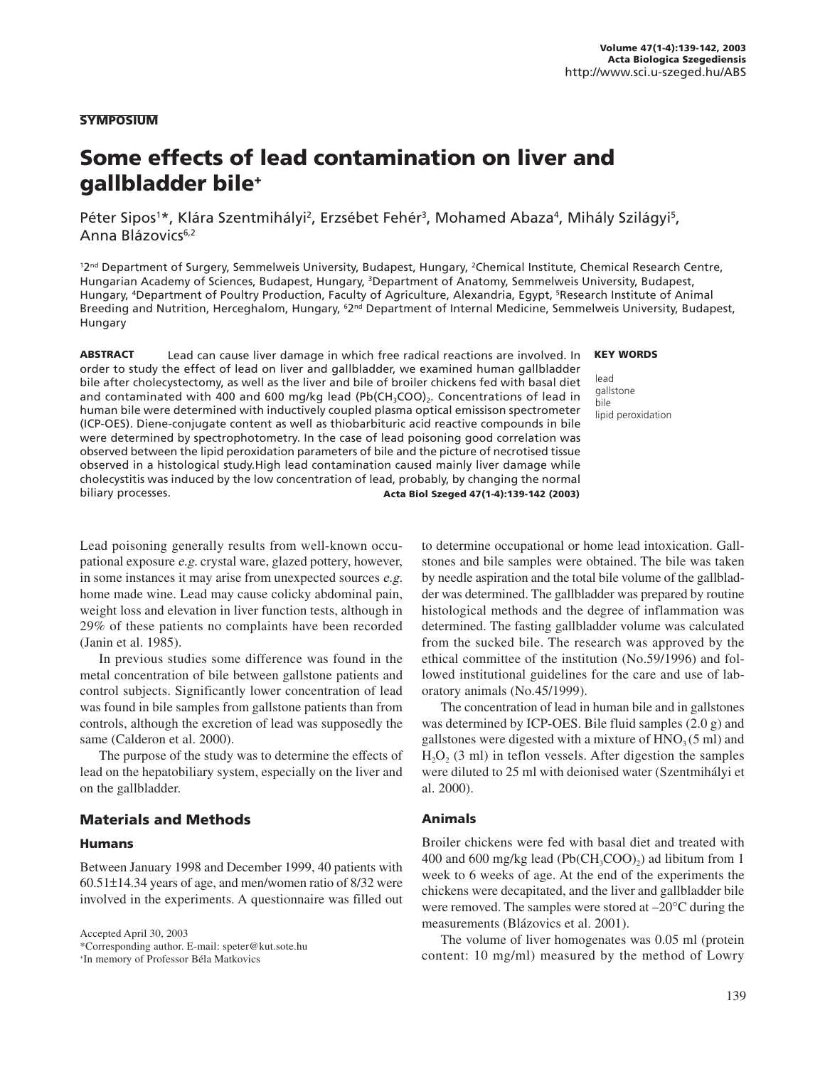**SYMPOSIUM**

# Some effects of lead contamination on liver and gallbladder bile[+]

Péter Sipos[1]*, Klára Szentmihályi[2], Erzsébet Fehér[3], Mohamed Abaza[4], Mihály Szilágyi[5], Anna Blázovics[6,2]

[1]2[nd] Department of Surgery, Semmelweis University, Budapest, Hungary, [2]Chemical Institute, Chemical Research Centre, Hungarian Academy of Sciences, Budapest, Hungary, [3]Department of Anatomy, Semmelweis University, Budapest, Hungary, [4]Department of Poultry Production, Faculty of Agriculture, Alexandria, Egypt, [5]Research Institute of Animal Breeding and Nutrition, Herceghalom, Hungary, [6]2[nd] Department of Internal Medicine, Semmelweis University, Budapest, Hungary

**ABSTRACT** Lead can cause liver damage in which free radical reactions are involved. In order to study the effect of lead on liver and gallbladder, we examined human gallbladder bile after cholecystectomy, as well as the liver and bile of broiler chickens fed with basal diet and contaminated with 400 and 600 mg/kg lead ($Pb(CH_3COO)_2$. Concentrations of lead in human bile were determined with inductively coupled plasma optical emisssion spectrometer (ICP-OES). Diene-conjugate content as well as thiobarbituric acid reactive compounds in bile were determined by spectrophotometry. In the case of lead poisoning good correlation was observed between the lipid peroxidation parameters of bile and the picture of necrotised tissue observed in a histological study.High lead contamination caused mainly liver damage while cholecystitis was induced by the low concentration of lead, probably, by changing the normal biliary processes. **Acta Biol Szeged 47(1-4):139-142 (2003)**

**KEY WORDS**

lead
gallstone
bile
lipid peroxidation

Lead poisoning generally results from well-known occupational exposure *e.g.* crystal ware, glazed pottery, however, in some instances it may arise from unexpected sources *e.g.* home made wine. Lead may cause colicky abdominal pain, weight loss and elevation in liver function tests, although in 29% of these patients no complaints have been recorded (Janin et al. 1985).

In previous studies some difference was found in the metal concentration of bile between gallstone patients and control subjects. Significantly lower concentration of lead was found in bile samples from gallstone patients than from controls, although the excretion of lead was supposedly the same (Calderon et al. 2000).

The purpose of the study was to determine the effects of lead on the hepatobiliary system, especially on the liver and on the gallbladder.

## Materials and Methods

### Humans

Between January 1998 and December 1999, 40 patients with 60.51±14.34 years of age, and men/women ratio of 8/32 were involved in the experiments. A questionnaire was filled out to determine occupational or home lead intoxication. Gallstones and bile samples were obtained. The bile was taken by needle aspiration and the total bile volume of the gallbladder was determined. The gallbladder was prepared by routine histological methods and the degree of inflammation was determined. The fasting gallbladder volume was calculated from the sucked bile. The research was approved by the ethical committee of the institution (No.59/1996) and followed institutional guidelines for the care and use of laboratory animals (No.45/1999).

The concentration of lead in human bile and in gallstones was determined by ICP-OES. Bile fluid samples (2.0 g) and gallstones were digested with a mixture of $HNO_3$ (5 ml) and $H_2O_2$ (3 ml) in teflon vessels. After digestion the samples were diluted to 25 ml with deionised water (Szentmihályi et al. 2000).

### Animals

Broiler chickens were fed with basal diet and treated with 400 and 600 mg/kg lead ($Pb(CH_3COO)_2$) ad libitum from 1 week to 6 weeks of age. At the end of the experiments the chickens were decapitated, and the liver and gallbladder bile were removed. The samples were stored at –20°C during the measurements (Blázovics et al. 2001).

The volume of liver homogenates was 0.05 ml (protein content: 10 mg/ml) measured by the method of Lowry

Accepted April 30, 2003
*Corresponding author. E-mail: speter@kut.sote.hu
[+]In memory of Professor Béla Matkovics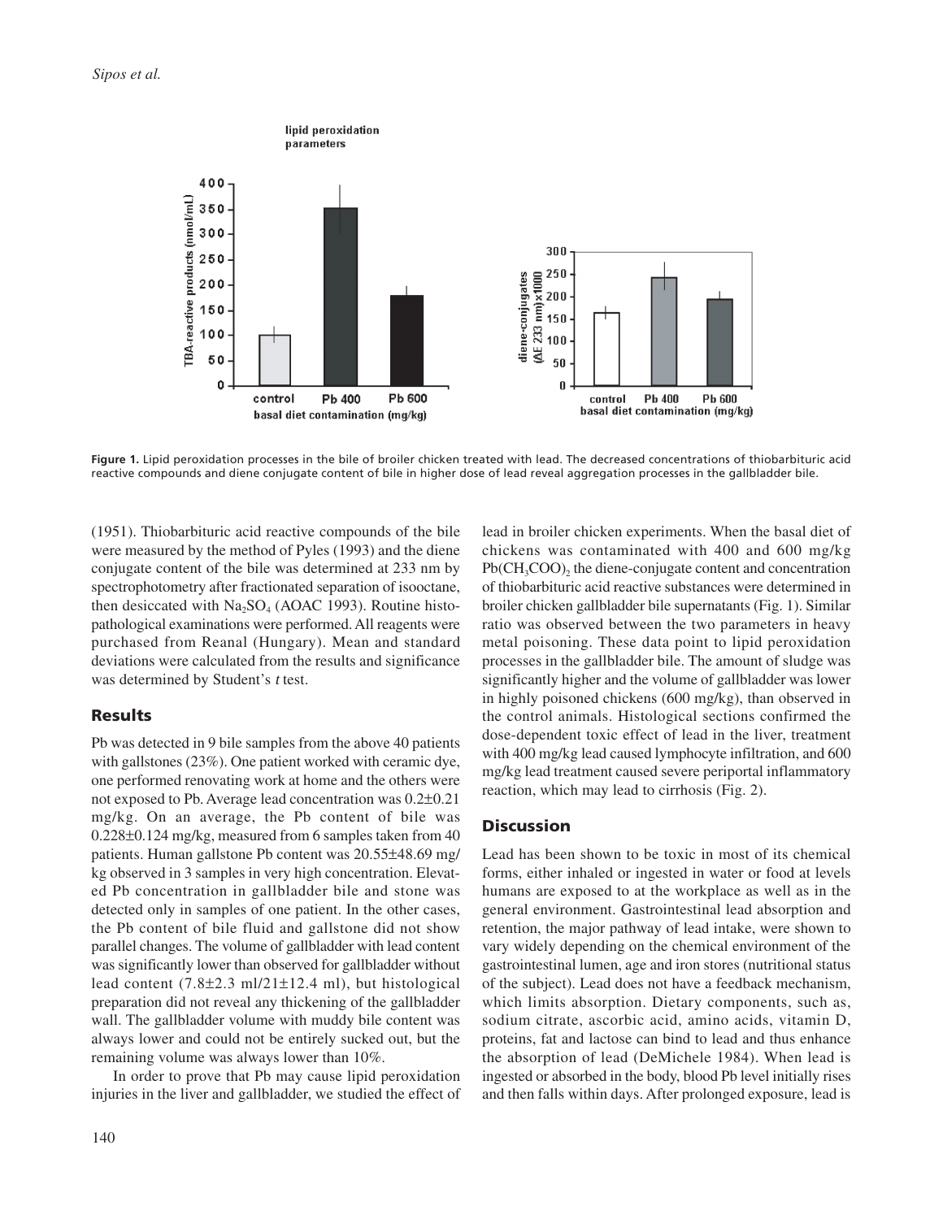**Figure 1.** Lipid peroxidation processes in the bile of broiler chicken treated with lead. The decreased concentrations of thiobarbituric acid reactive compounds and diene conjugate content of bile in higher dose of lead reveal aggregation processes in the gallbladder bile.

(1951). Thiobarbituric acid reactive compounds of the bile were measured by the method of Pyles (1993) and the diene conjugate content of the bile was determined at 233 nm by spectrophotometry after fractionated separation of isooctane, then desiccated with $Na_2SO_4$ (AOAC 1993). Routine histopathological examinations were performed. All reagents were purchased from Reanal (Hungary). Mean and standard deviations were calculated from the results and significance was determined by Student's *t* test.

## Results

Pb was detected in 9 bile samples from the above 40 patients with gallstones (23%). One patient worked with ceramic dye, one performed renovating work at home and the others were not exposed to Pb. Average lead concentration was 0.2±0.21 mg/kg. On an average, the Pb content of bile was 0.228±0.124 mg/kg, measured from 6 samples taken from 40 patients. Human gallstone Pb content was 20.55±48.69 mg/kg observed in 3 samples in very high concentration. Elevated Pb concentration in gallbladder bile and stone was detected only in samples of one patient. In the other cases, the Pb content of bile fluid and gallstone did not show parallel changes. The volume of gallbladder with lead content was significantly lower than observed for gallbladder without lead content (7.8±2.3 ml/21±12.4 ml), but histological preparation did not reveal any thickening of the gallbladder wall. The gallbladder volume with muddy bile content was always lower and could not be entirely sucked out, but the remaining volume was always lower than 10%.

In order to prove that Pb may cause lipid peroxidation injuries in the liver and gallbladder, we studied the effect of lead in broiler chicken experiments. When the basal diet of chickens was contaminated with 400 and 600 mg/kg $Pb(CH_3COO)_2$ the diene-conjugate content and concentration of thiobarbituric acid reactive substances were determined in broiler chicken gallbladder bile supernatants (Fig. 1). Similar ratio was observed between the two parameters in heavy metal poisoning. These data point to lipid peroxidation processes in the gallbladder bile. The amount of sludge was significantly higher and the volume of gallbladder was lower in highly poisoned chickens (600 mg/kg), than observed in the control animals. Histological sections confirmed the dose-dependent toxic effect of lead in the liver, treatment with 400 mg/kg lead caused lymphocyte infiltration, and 600 mg/kg lead treatment caused severe periportal inflammatory reaction, which may lead to cirrhosis (Fig. 2).

## Discussion

Lead has been shown to be toxic in most of its chemical forms, either inhaled or ingested in water or food at levels humans are exposed to at the workplace as well as in the general environment. Gastrointestinal lead absorption and retention, the major pathway of lead intake, were shown to vary widely depending on the chemical environment of the gastrointestinal lumen, age and iron stores (nutritional status of the subject). Lead does not have a feedback mechanism, which limits absorption. Dietary components, such as, sodium citrate, ascorbic acid, amino acids, vitamin D, proteins, fat and lactose can bind to lead and thus enhance the absorption of lead (DeMichele 1984). When lead is ingested or absorbed in the body, blood Pb level initially rises and then falls within days. After prolonged exposure, lead is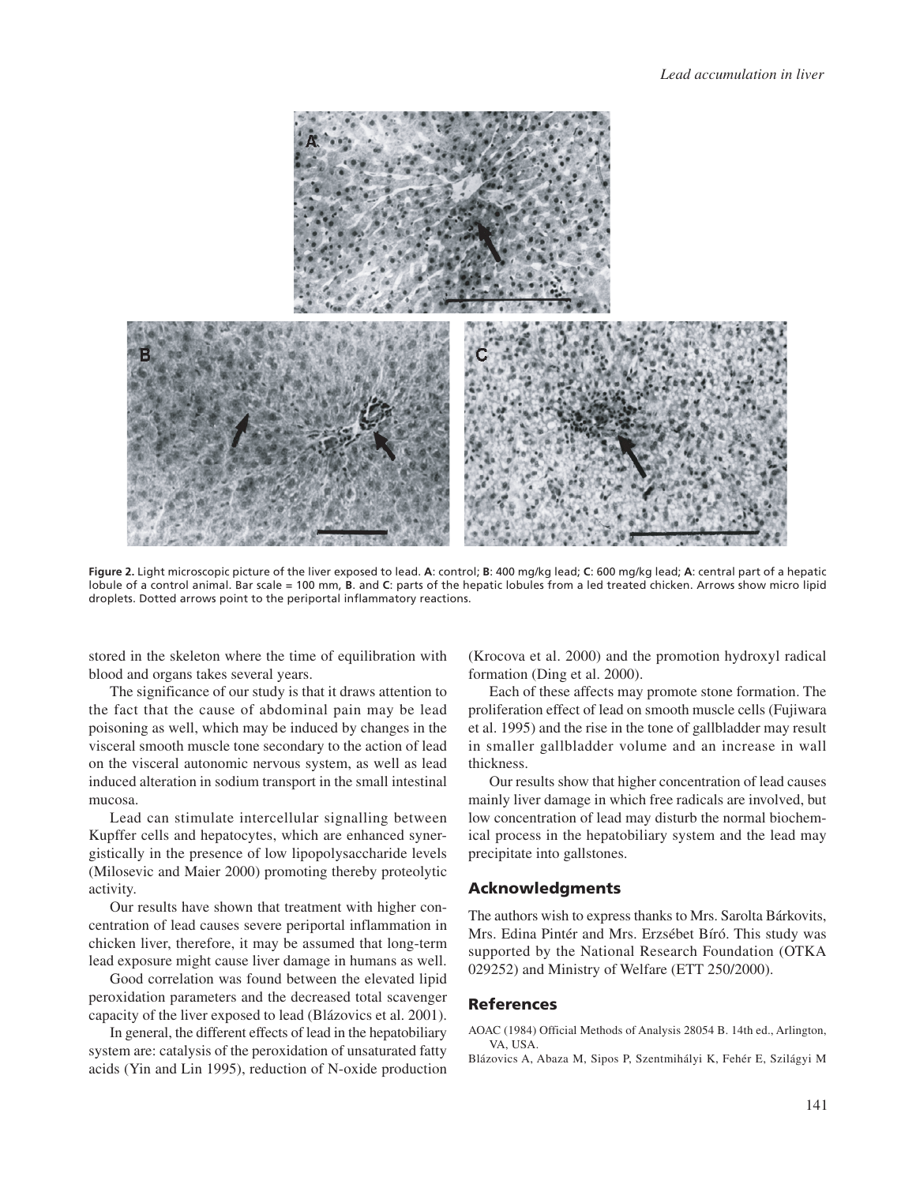**Figure 2.** Light microscopic picture of the liver exposed to lead. **A**: control; **B**: 400 mg/kg lead; **C**: 600 mg/kg lead; **A**: central part of a hepatic lobule of a control animal. Bar scale = 100 mm, **B**. and **C**: parts of the hepatic lobules from a led treated chicken. Arrows show micro lipid droplets. Dotted arrows point to the periportal inflammatory reactions.

stored in the skeleton where the time of equilibration with blood and organs takes several years.

The significance of our study is that it draws attention to the fact that the cause of abdominal pain may be lead poisoning as well, which may be induced by changes in the visceral smooth muscle tone secondary to the action of lead on the visceral autonomic nervous system, as well as lead induced alteration in sodium transport in the small intestinal mucosa.

Lead can stimulate intercellular signalling between Kupffer cells and hepatocytes, which are enhanced synergistically in the presence of low lipopolysaccharide levels (Milosevic and Maier 2000) promoting thereby proteolytic activity.

Our results have shown that treatment with higher concentration of lead causes severe periportal inflammation in chicken liver, therefore, it may be assumed that long-term lead exposure might cause liver damage in humans as well.

Good correlation was found between the elevated lipid peroxidation parameters and the decreased total scavenger capacity of the liver exposed to lead (Blázovics et al. 2001).

In general, the different effects of lead in the hepatobiliary system are: catalysis of the peroxidation of unsaturated fatty acids (Yin and Lin 1995), reduction of N-oxide production (Krocova et al. 2000) and the promotion hydroxyl radical formation (Ding et al. 2000).

Each of these affects may promote stone formation. The proliferation effect of lead on smooth muscle cells (Fujiwara et al. 1995) and the rise in the tone of gallbladder may result in smaller gallbladder volume and an increase in wall thickness.

Our results show that higher concentration of lead causes mainly liver damage in which free radicals are involved, but low concentration of lead may disturb the normal biochemical process in the hepatobiliary system and the lead may precipitate into gallstones.

## Acknowledgments

The authors wish to express thanks to Mrs. Sarolta Bárkovits, Mrs. Edina Pintér and Mrs. Erzsébet Bíró. This study was supported by the National Research Foundation (OTKA 029252) and Ministry of Welfare (ETT 250/2000).

## References

AOAC (1984) Official Methods of Analysis 28054 B. 14th ed., Arlington, VA, USA.

Blázovics A, Abaza M, Sipos P, Szentmihályi K, Fehér E, Szilágyi M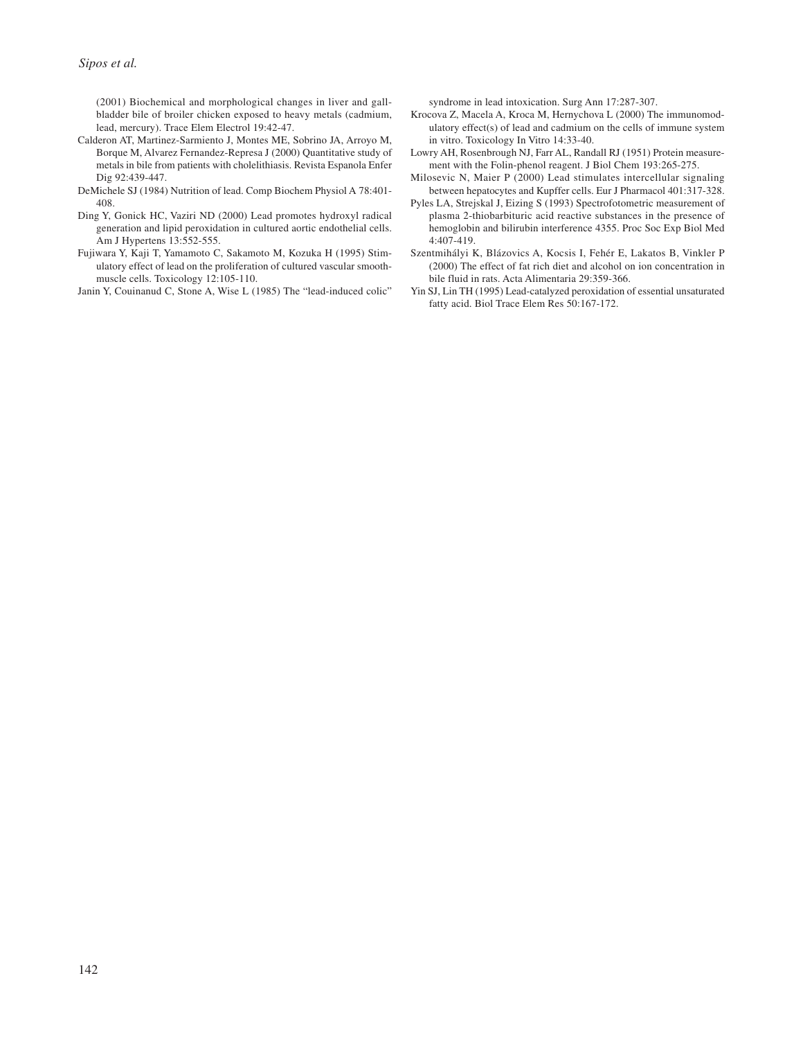(2001) Biochemical and morphological changes in liver and gall-bladder bile of broiler chicken exposed to heavy metals (cadmium, lead, mercury). Trace Elem Electrol 19:42-47.

Calderon AT, Martinez-Sarmiento J, Montes ME, Sobrino JA, Arroyo M, Borque M, Alvarez Fernandez-Represa J (2000) Quantitative study of metals in bile from patients with cholelithiasis. Revista Espanola Enfer Dig 92:439-447.

DeMichele SJ (1984) Nutrition of lead. Comp Biochem Physiol A 78:401-408.

Ding Y, Gonick HC, Vaziri ND (2000) Lead promotes hydroxyl radical generation and lipid peroxidation in cultured aortic endothelial cells. Am J Hypertens 13:552-555.

Fujiwara Y, Kaji T, Yamamoto C, Sakamoto M, Kozuka H (1995) Stimulatory effect of lead on the proliferation of cultured vascular smooth-muscle cells. Toxicology 12:105-110.

Janin Y, Couinanud C, Stone A, Wise L (1985) The "lead-induced colic" syndrome in lead intoxication. Surg Ann 17:287-307.

Krocova Z, Macela A, Kroca M, Hernychova L (2000) The immunomodulatory effect(s) of lead and cadmium on the cells of immune system in vitro. Toxicology In Vitro 14:33-40.

Lowry AH, Rosenbrough NJ, Farr AL, Randall RJ (1951) Protein measurement with the Folin-phenol reagent. J Biol Chem 193:265-275.

Milosevic N, Maier P (2000) Lead stimulates intercellular signaling between hepatocytes and Kupffer cells. Eur J Pharmacol 401:317-328.

Pyles LA, Strejskal J, Eizing S (1993) Spectrofotometric measurement of plasma 2-thiobarbituric acid reactive substances in the presence of hemoglobin and bilirubin interference 4355. Proc Soc Exp Biol Med 4:407-419.

Szentmihályi K, Blázovics A, Kocsis I, Fehér E, Lakatos B, Vinkler P (2000) The effect of fat rich diet and alcohol on ion concentration in bile fluid in rats. Acta Alimentaria 29:359-366.

Yin SJ, Lin TH (1995) Lead-catalyzed peroxidation of essential unsaturated fatty acid. Biol Trace Elem Res 50:167-172.